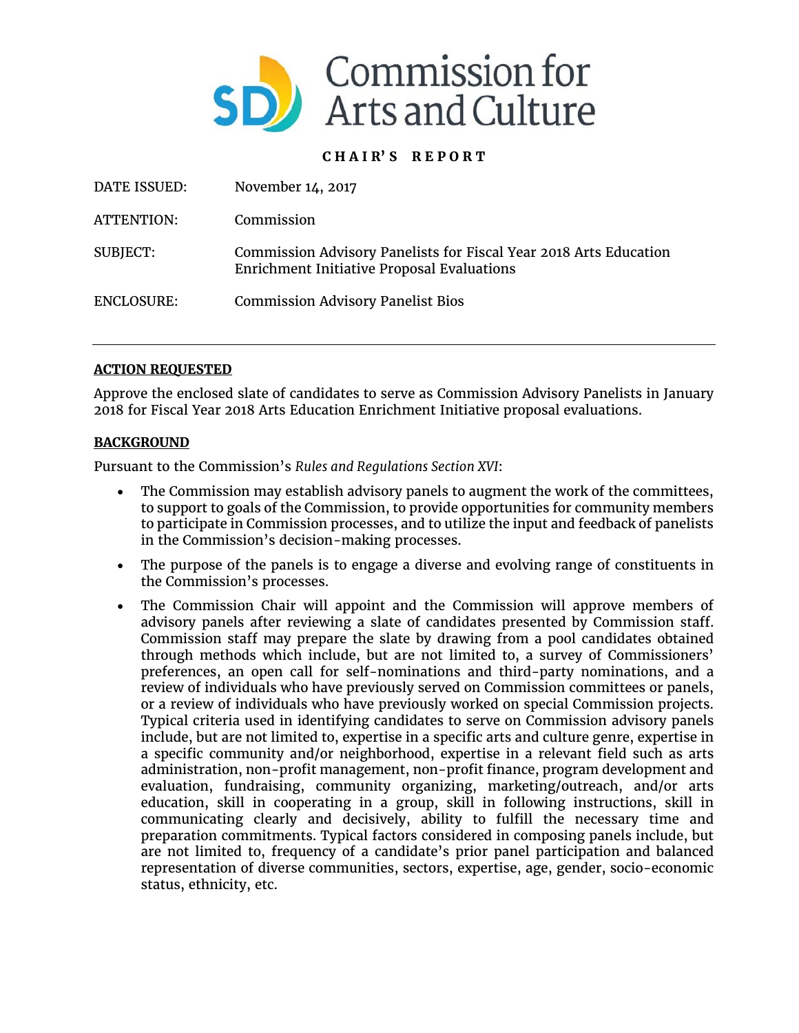# Commission for Arts and Culture

**CHAIR'S REPORT**

| | |
|---|---|
| DATE ISSUED: | November 14, 2017 |
| ATTENTION: | Commission |
| SUBJECT: | Commission Advisory Panelists for Fiscal Year 2018 Arts Education Enrichment Initiative Proposal Evaluations |
| ENCLOSURE: | Commission Advisory Panelist Bios |

---

## ACTION REQUESTED

Approve the enclosed slate of candidates to serve as Commission Advisory Panelists in January 2018 for Fiscal Year 2018 Arts Education Enrichment Initiative proposal evaluations.

## BACKGROUND

Pursuant to the Commission's *Rules and Regulations Section XVI*:

- The Commission may establish advisory panels to augment the work of the committees, to support to goals of the Commission, to provide opportunities for community members to participate in Commission processes, and to utilize the input and feedback of panelists in the Commission's decision-making processes.
- The purpose of the panels is to engage a diverse and evolving range of constituents in the Commission's processes.
- The Commission Chair will appoint and the Commission will approve members of advisory panels after reviewing a slate of candidates presented by Commission staff. Commission staff may prepare the slate by drawing from a pool candidates obtained through methods which include, but are not limited to, a survey of Commissioners' preferences, an open call for self-nominations and third-party nominations, and a review of individuals who have previously served on Commission committees or panels, or a review of individuals who have previously worked on special Commission projects. Typical criteria used in identifying candidates to serve on Commission advisory panels include, but are not limited to, expertise in a specific arts and culture genre, expertise in a specific community and/or neighborhood, expertise in a relevant field such as arts administration, non-profit management, non-profit finance, program development and evaluation, fundraising, community organizing, marketing/outreach, and/or arts education, skill in cooperating in a group, skill in following instructions, skill in communicating clearly and decisively, ability to fulfill the necessary time and preparation commitments. Typical factors considered in composing panels include, but are not limited to, frequency of a candidate's prior panel participation and balanced representation of diverse communities, sectors, expertise, age, gender, socio-economic status, ethnicity, etc.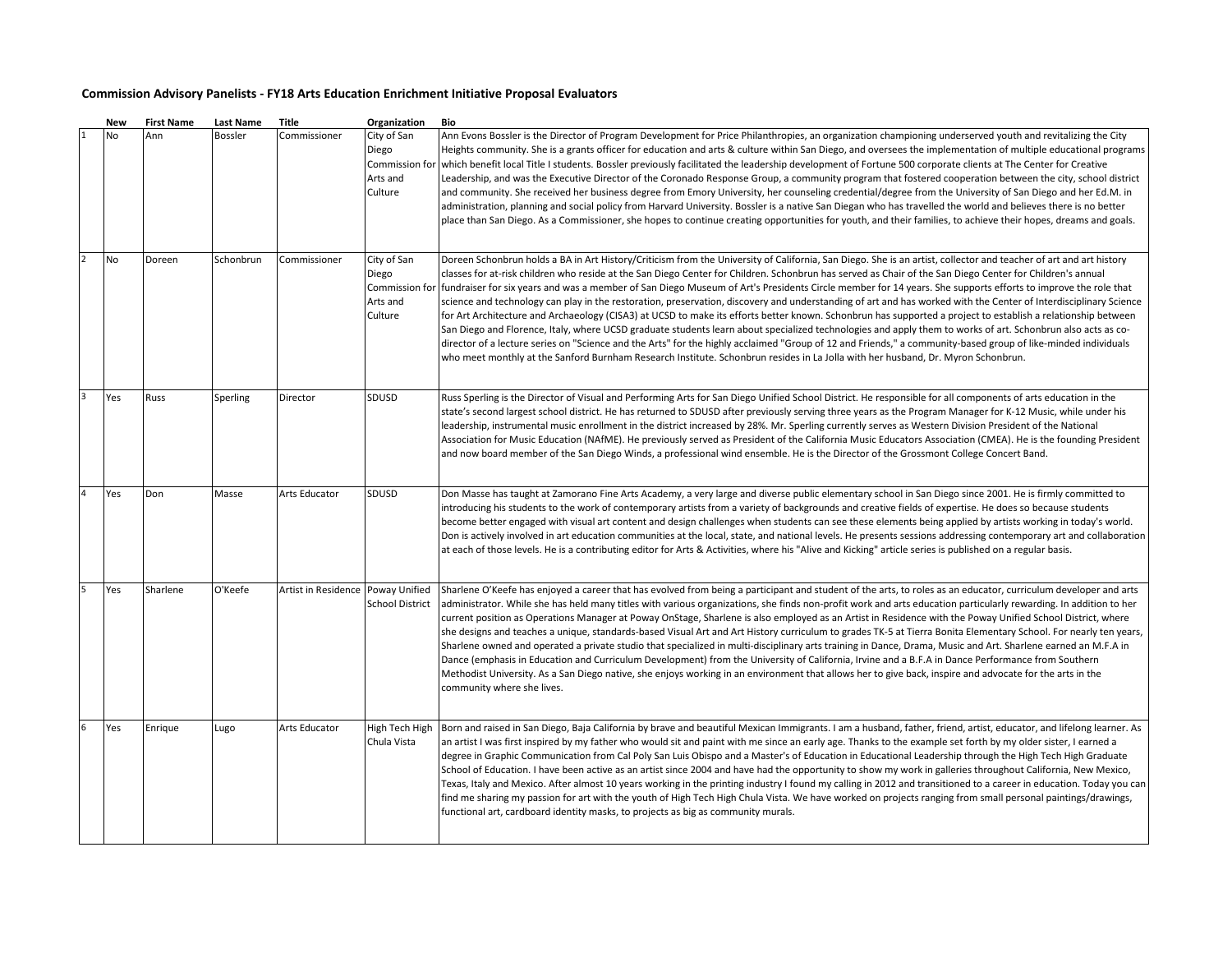**Commission Advisory Panelists - FY18 Arts Education Enrichment Initiative Proposal Evaluators**

| | New | First Name | Last Name | Title | Organization | Bio |
|---|---|---|---|---|---|---|
| 1 | No | Ann | Bossler | Commissioner | City of San Diego Commission for Arts and Culture | Ann Evons Bossler is the Director of Program Development for Price Philanthropies, an organization championing underserved youth and revitalizing the City Heights community. She is a grants officer for education and arts & culture within San Diego, and oversees the implementation of multiple educational programs which benefit local Title I students. Bossler previously facilitated the leadership development of Fortune 500 corporate clients at The Center for Creative Leadership, and was the Executive Director of the Coronado Response Group, a community program that fostered cooperation between the city, school district and community. She received her business degree from Emory University, her counseling credential/degree from the University of San Diego and her Ed.M. in administration, planning and social policy from Harvard University. Bossler is a native San Diegan who has travelled the world and believes there is no better place than San Diego. As a Commissioner, she hopes to continue creating opportunities for youth, and their families, to achieve their hopes, dreams and goals. |
| 2 | No | Doreen | Schonbrun | Commissioner | City of San Diego Commission for Arts and Culture | Doreen Schonbrun holds a BA in Art History/Criticism from the University of California, San Diego. She is an artist, collector and teacher of art and art history classes for at-risk children who reside at the San Diego Center for Children. Schonbrun has served as Chair of the San Diego Center for Children's annual fundraiser for six years and was a member of San Diego Museum of Art's Presidents Circle member for 14 years. She supports efforts to improve the role that science and technology can play in the restoration, preservation, discovery and understanding of art and has worked with the Center of Interdisciplinary Science for Art Architecture and Archaeology (CISA3) at UCSD to make its efforts better known. Schonbrun has supported a project to establish a relationship between San Diego and Florence, Italy, where UCSD graduate students learn about specialized technologies and apply them to works of art. Schonbrun also acts as co-director of a lecture series on "Science and the Arts" for the highly acclaimed "Group of 12 and Friends," a community-based group of like-minded individuals who meet monthly at the Sanford Burnham Research Institute. Schonbrun resides in La Jolla with her husband, Dr. Myron Schonbrun. |
| 3 | Yes | Russ | Sperling | Director | SDUSD | Russ Sperling is the Director of Visual and Performing Arts for San Diego Unified School District. He responsible for all components of arts education in the state's second largest school district. He has returned to SDUSD after previously serving three years as the Program Manager for K-12 Music, while under his leadership, instrumental music enrollment in the district increased by 28%. Mr. Sperling currently serves as Western Division President of the National Association for Music Education (NAfME). He previously served as President of the California Music Educators Association (CMEA). He is the founding President and now board member of the San Diego Winds, a professional wind ensemble. He is the Director of the Grossmont College Concert Band. |
| 4 | Yes | Don | Masse | Arts Educator | SDUSD | Don Masse has taught at Zamorano Fine Arts Academy, a very large and diverse public elementary school in San Diego since 2001. He is firmly committed to introducing his students to the work of contemporary artists from a variety of backgrounds and creative fields of expertise. He does so because students become better engaged with visual art content and design challenges when students can see these elements being applied by artists working in today's world. Don is actively involved in art education communities at the local, state, and national levels. He presents sessions addressing contemporary art and collaboration at each of those levels. He is a contributing editor for Arts & Activities, where his "Alive and Kicking" article series is published on a regular basis. |
| 5 | Yes | Sharlene | O'Keefe | Artist in Residence | Poway Unified School District | Sharlene O'Keefe has enjoyed a career that has evolved from being a participant and student of the arts, to roles as an educator, curriculum developer and arts administrator. While she has held many titles with various organizations, she finds non-profit work and arts education particularly rewarding. In addition to her current position as Operations Manager at Poway OnStage, Sharlene is also employed as an Artist in Residence with the Poway Unified School District, where she designs and teaches a unique, standards-based Visual Art and Art History curriculum to grades TK-5 at Tierra Bonita Elementary School. For nearly ten years, Sharlene owned and operated a private studio that specialized in multi-disciplinary arts training in Dance, Drama, Music and Art. Sharlene earned an M.F.A in Dance (emphasis in Education and Curriculum Development) from the University of California, Irvine and a B.F.A in Dance Performance from Southern Methodist University. As a San Diego native, she enjoys working in an environment that allows her to give back, inspire and advocate for the arts in the community where she lives. |
| 6 | Yes | Enrique | Lugo | Arts Educator | High Tech High Chula Vista | Born and raised in San Diego, Baja California by brave and beautiful Mexican Immigrants. I am a husband, father, friend, artist, educator, and lifelong learner. As an artist I was first inspired by my father who would sit and paint with me since an early age. Thanks to the example set forth by my older sister, I earned a degree in Graphic Communication from Cal Poly San Luis Obispo and a Master's of Education in Educational Leadership through the High Tech High Graduate School of Education. I have been active as an artist since 2004 and have had the opportunity to show my work in galleries throughout California, New Mexico, Texas, Italy and Mexico. After almost 10 years working in the printing industry I found my calling in 2012 and transitioned to a career in education. Today you can find me sharing my passion for art with the youth of High Tech High Chula Vista. We have worked on projects ranging from small personal paintings/drawings, functional art, cardboard identity masks, to projects as big as community murals. |